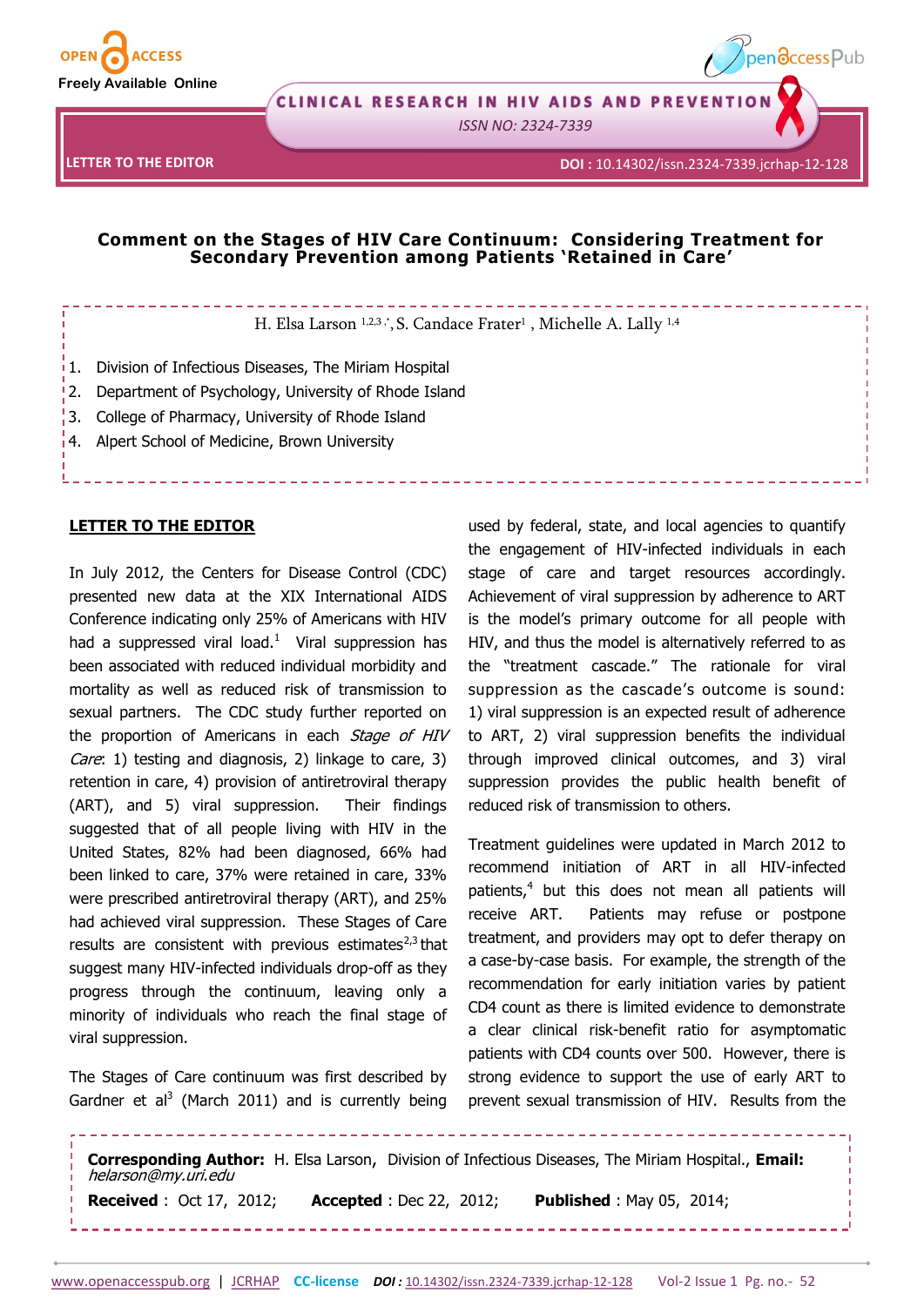LETTER TO THE EDITOR

DOI : 10.14302/issn.2324-7339.jcrhap-12-128

# Comment on the Stages of HIV Care Continuum: Considering Treatment for Secondary Prevention among Patients 'Retained in Care'

H. Elsa Larson [1,2,3,*], S. Candace Frater[1], Michelle A. Lally [1,4]

1. Division of Infectious Diseases, The Miriam Hospital
2. Department of Psychology, University of Rhode Island
3. College of Pharmacy, University of Rhode Island
4. Alpert School of Medicine, Brown University

## LETTER TO THE EDITOR

In July 2012, the Centers for Disease Control (CDC) presented new data at the XIX International AIDS Conference indicating only 25% of Americans with HIV had a suppressed viral load.[1] Viral suppression has been associated with reduced individual morbidity and mortality as well as reduced risk of transmission to sexual partners. The CDC study further reported on the proportion of Americans in each *Stage of HIV Care*: 1) testing and diagnosis, 2) linkage to care, 3) retention in care, 4) provision of antiretroviral therapy (ART), and 5) viral suppression. Their findings suggested that of all people living with HIV in the United States, 82% had been diagnosed, 66% had been linked to care, 37% were retained in care, 33% were prescribed antiretroviral therapy (ART), and 25% had achieved viral suppression. These Stages of Care results are consistent with previous estimates[2,3] that suggest many HIV-infected individuals drop-off as they progress through the continuum, leaving only a minority of individuals who reach the final stage of viral suppression.

The Stages of Care continuum was first described by Gardner et al[3] (March 2011) and is currently being used by federal, state, and local agencies to quantify the engagement of HIV-infected individuals in each stage of care and target resources accordingly. Achievement of viral suppression by adherence to ART is the model's primary outcome for all people with HIV, and thus the model is alternatively referred to as the "treatment cascade." The rationale for viral suppression as the cascade's outcome is sound: 1) viral suppression is an expected result of adherence to ART, 2) viral suppression benefits the individual through improved clinical outcomes, and 3) viral suppression provides the public health benefit of reduced risk of transmission to others.

Treatment guidelines were updated in March 2012 to recommend initiation of ART in all HIV-infected patients,[4] but this does not mean all patients will receive ART. Patients may refuse or postpone treatment, and providers may opt to defer therapy on a case-by-case basis. For example, the strength of the recommendation for early initiation varies by patient CD4 count as there is limited evidence to demonstrate a clear clinical risk-benefit ratio for asymptomatic patients with CD4 counts over 500. However, there is strong evidence to support the use of early ART to prevent sexual transmission of HIV. Results from the

**Corresponding Author:** H. Elsa Larson, Division of Infectious Diseases, The Miriam Hospital., **Email:** *helarson@my.uri.edu*

**Received** : Oct 17, 2012; **Accepted** : Dec 22, 2012; **Published** : May 05, 2014;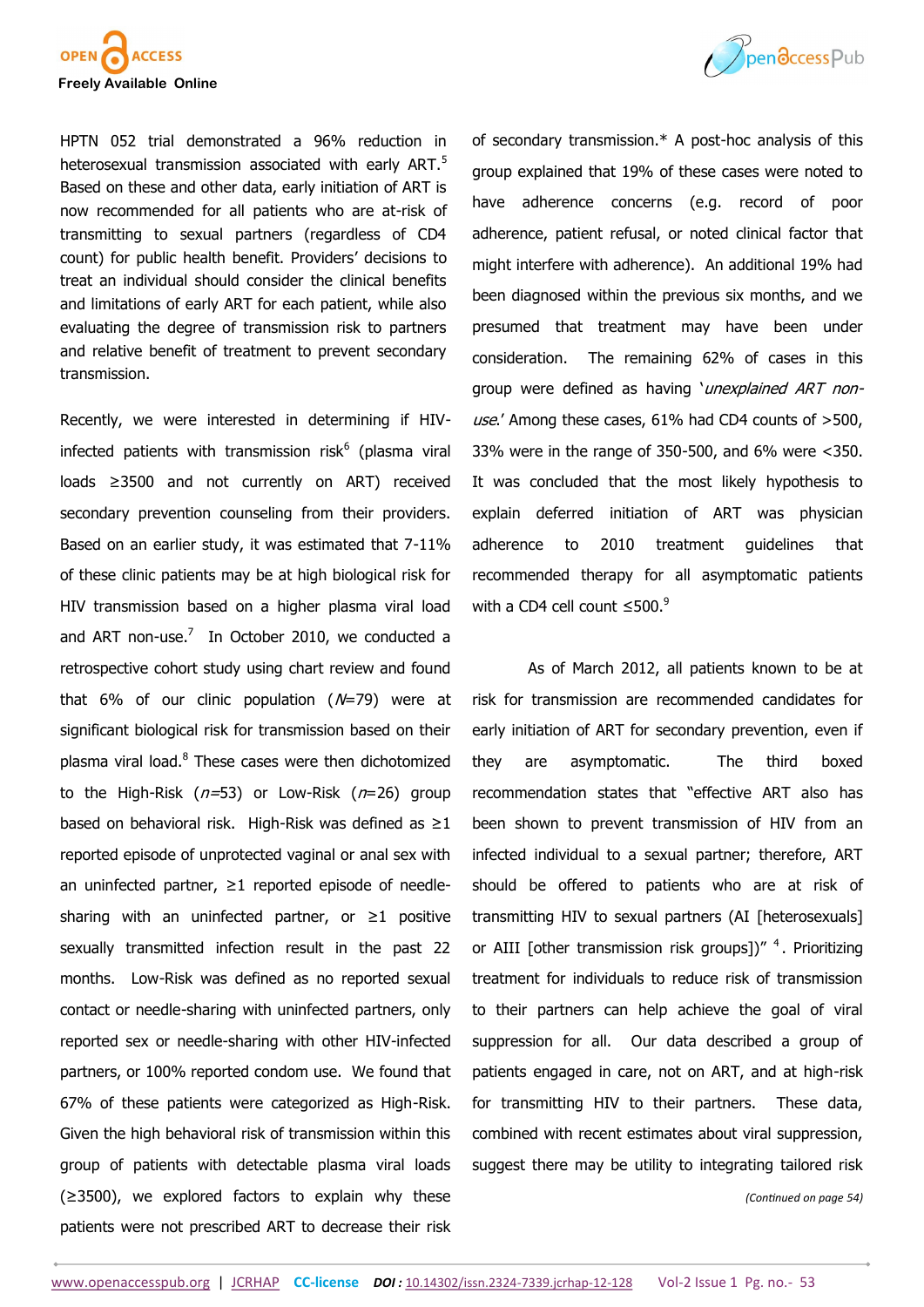HPTN 052 trial demonstrated a 96% reduction in heterosexual transmission associated with early ART.[5] Based on these and other data, early initiation of ART is now recommended for all patients who are at-risk of transmitting to sexual partners (regardless of CD4 count) for public health benefit. Providers' decisions to treat an individual should consider the clinical benefits and limitations of early ART for each patient, while also evaluating the degree of transmission risk to partners and relative benefit of treatment to prevent secondary transmission.

Recently, we were interested in determining if HIV-infected patients with transmission risk[6] (plasma viral loads ≥3500 and not currently on ART) received secondary prevention counseling from their providers. Based on an earlier study, it was estimated that 7-11% of these clinic patients may be at high biological risk for HIV transmission based on a higher plasma viral load and ART non-use.[7] In October 2010, we conducted a retrospective cohort study using chart review and found that 6% of our clinic population (*N*=79) were at significant biological risk for transmission based on their plasma viral load.[8] These cases were then dichotomized to the High-Risk (*n*=53) or Low-Risk (*n*=26) group based on behavioral risk. High-Risk was defined as ≥1 reported episode of unprotected vaginal or anal sex with an uninfected partner, ≥1 reported episode of needle-sharing with an uninfected partner, or ≥1 positive sexually transmitted infection result in the past 22 months. Low-Risk was defined as no reported sexual contact or needle-sharing with uninfected partners, only reported sex or needle-sharing with other HIV-infected partners, or 100% reported condom use. We found that 67% of these patients were categorized as High-Risk. Given the high behavioral risk of transmission within this group of patients with detectable plasma viral loads (≥3500), we explored factors to explain why these patients were not prescribed ART to decrease their risk of secondary transmission.* A post-hoc analysis of this group explained that 19% of these cases were noted to have adherence concerns (e.g. record of poor adherence, patient refusal, or noted clinical factor that might interfere with adherence). An additional 19% had been diagnosed within the previous six months, and we presumed that treatment may have been under consideration. The remaining 62% of cases in this group were defined as having '*unexplained ART non-use*.' Among these cases, 61% had CD4 counts of >500, 33% were in the range of 350-500, and 6% were <350. It was concluded that the most likely hypothesis to explain deferred initiation of ART was physician adherence to 2010 treatment guidelines that recommended therapy for all asymptomatic patients with a CD4 cell count ≤500.[9]

As of March 2012, all patients known to be at risk for transmission are recommended candidates for early initiation of ART for secondary prevention, even if they are asymptomatic. The third boxed recommendation states that "effective ART also has been shown to prevent transmission of HIV from an infected individual to a sexual partner; therefore, ART should be offered to patients who are at risk of transmitting HIV to sexual partners (AI [heterosexuals] or AIII [other transmission risk groups])" [4]. Prioritizing treatment for individuals to reduce risk of transmission to their partners can help achieve the goal of viral suppression for all. Our data described a group of patients engaged in care, not on ART, and at high-risk for transmitting HIV to their partners. These data, combined with recent estimates about viral suppression, suggest there may be utility to integrating tailored risk

*(Continued on page 54)*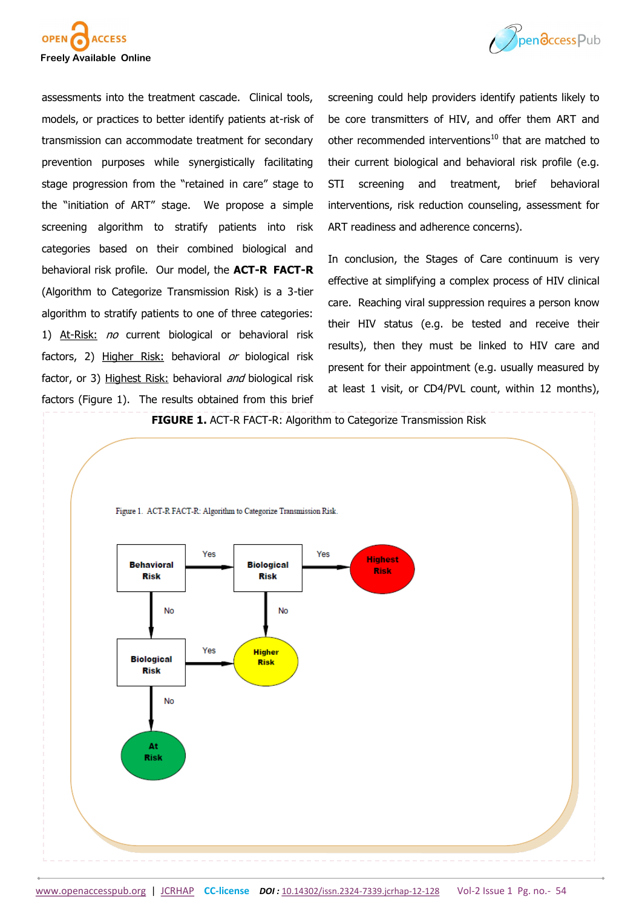assessments into the treatment cascade. Clinical tools, models, or practices to better identify patients at-risk of transmission can accommodate treatment for secondary prevention purposes while synergistically facilitating stage progression from the "retained in care" stage to the "initiation of ART" stage. We propose a simple screening algorithm to stratify patients into risk categories based on their combined biological and behavioral risk profile. Our model, the **ACT-R FACT-R** (Algorithm to Categorize Transmission Risk) is a 3-tier algorithm to stratify patients to one of three categories: 1) At-Risk: *no* current biological or behavioral risk factors, 2) Higher Risk: behavioral *or* biological risk factor, or 3) Highest Risk: behavioral *and* biological risk factors (Figure 1). The results obtained from this brief screening could help providers identify patients likely to be core transmitters of HIV, and offer them ART and other recommended interventions[10] that are matched to their current biological and behavioral risk profile (e.g. STI screening and treatment, brief behavioral interventions, risk reduction counseling, assessment for ART readiness and adherence concerns).

In conclusion, the Stages of Care continuum is very effective at simplifying a complex process of HIV clinical care. Reaching viral suppression requires a person know their HIV status (e.g. be tested and receive their results), then they must be linked to HIV care and present for their appointment (e.g. usually measured by at least 1 visit, or CD4/PVL count, within 12 months),

**FIGURE 1.** ACT-R FACT-R: Algorithm to Categorize Transmission Risk

Figure 1. ACT-R FACT-R: Algorithm to Categorize Transmission Risk.

Behavioral Risk → Yes → Biological Risk → Yes → Highest Risk

Behavioral Risk → No → Biological Risk → Yes → Higher Risk

Biological Risk (after Behavioral Yes) → No → Higher Risk

Biological Risk (after Behavioral No) → No → At Risk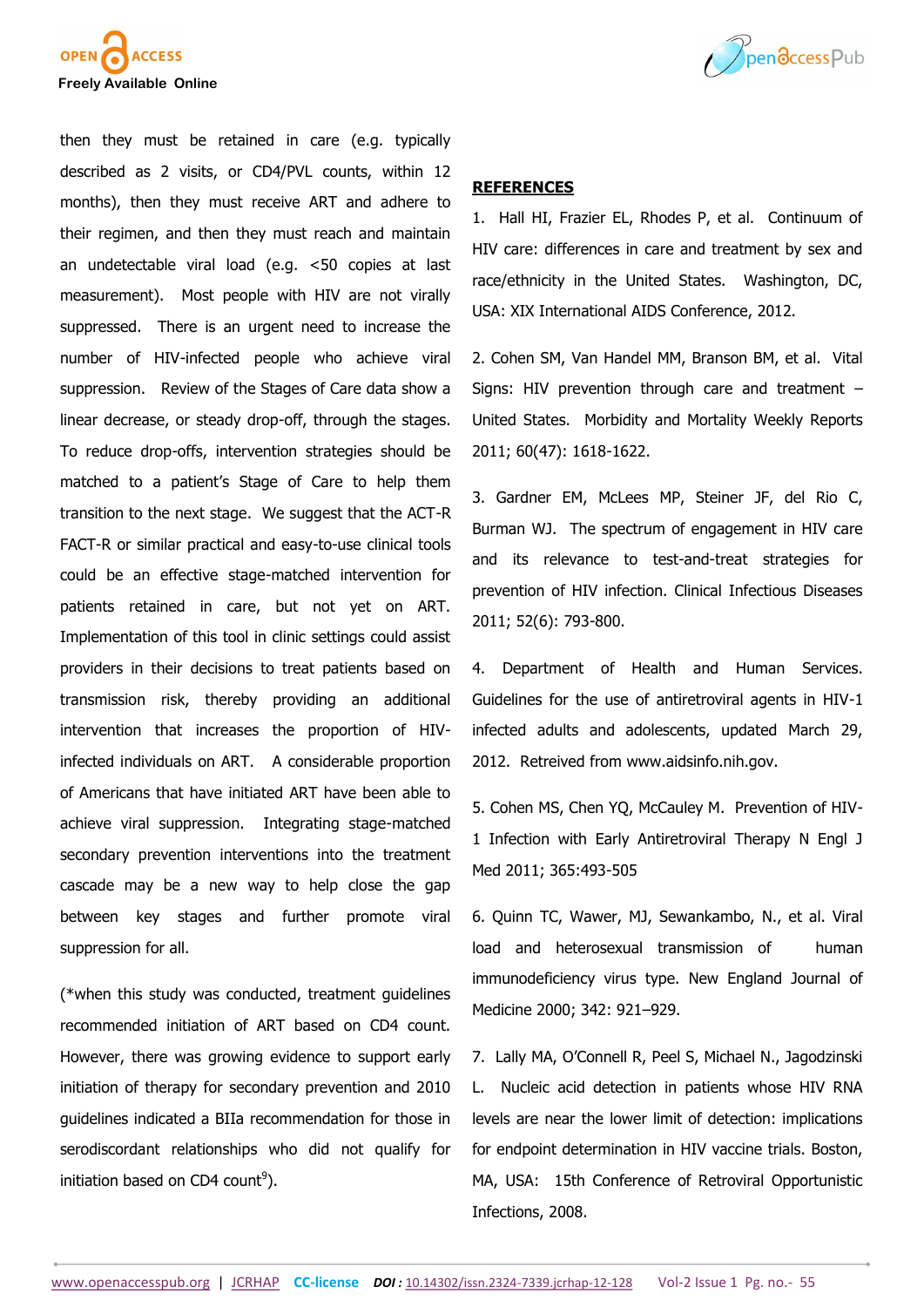then they must be retained in care (e.g. typically described as 2 visits, or CD4/PVL counts, within 12 months), then they must receive ART and adhere to their regimen, and then they must reach and maintain an undetectable viral load (e.g. <50 copies at last measurement). Most people with HIV are not virally suppressed. There is an urgent need to increase the number of HIV-infected people who achieve viral suppression. Review of the Stages of Care data show a linear decrease, or steady drop-off, through the stages. To reduce drop-offs, intervention strategies should be matched to a patient's Stage of Care to help them transition to the next stage. We suggest that the ACT-R FACT-R or similar practical and easy-to-use clinical tools could be an effective stage-matched intervention for patients retained in care, but not yet on ART. Implementation of this tool in clinic settings could assist providers in their decisions to treat patients based on transmission risk, thereby providing an additional intervention that increases the proportion of HIV-infected individuals on ART. A considerable proportion of Americans that have initiated ART have been able to achieve viral suppression. Integrating stage-matched secondary prevention interventions into the treatment cascade may be a new way to help close the gap between key stages and further promote viral suppression for all.

(*when this study was conducted, treatment guidelines recommended initiation of ART based on CD4 count. However, there was growing evidence to support early initiation of therapy for secondary prevention and 2010 guidelines indicated a BIIa recommendation for those in serodiscordant relationships who did not qualify for initiation based on CD4 count[9]).

## REFERENCES

1. Hall HI, Frazier EL, Rhodes P, et al. Continuum of HIV care: differences in care and treatment by sex and race/ethnicity in the United States. Washington, DC, USA: XIX International AIDS Conference, 2012.

2. Cohen SM, Van Handel MM, Branson BM, et al. Vital Signs: HIV prevention through care and treatment – United States. Morbidity and Mortality Weekly Reports 2011; 60(47): 1618-1622.

3. Gardner EM, McLees MP, Steiner JF, del Rio C, Burman WJ. The spectrum of engagement in HIV care and its relevance to test-and-treat strategies for prevention of HIV infection. Clinical Infectious Diseases 2011; 52(6): 793-800.

4. Department of Health and Human Services. Guidelines for the use of antiretroviral agents in HIV-1 infected adults and adolescents, updated March 29, 2012. Retreived from www.aidsinfo.nih.gov.

5. Cohen MS, Chen YQ, McCauley M. Prevention of HIV-1 Infection with Early Antiretroviral Therapy N Engl J Med 2011; 365:493-505

6. Quinn TC, Wawer, MJ, Sewankambo, N., et al. Viral load and heterosexual transmission of human immunodeficiency virus type. New England Journal of Medicine 2000; 342: 921–929.

7. Lally MA, O'Connell R, Peel S, Michael N., Jagodzinski L. Nucleic acid detection in patients whose HIV RNA levels are near the lower limit of detection: implications for endpoint determination in HIV vaccine trials. Boston, MA, USA: 15th Conference of Retroviral Opportunistic Infections, 2008.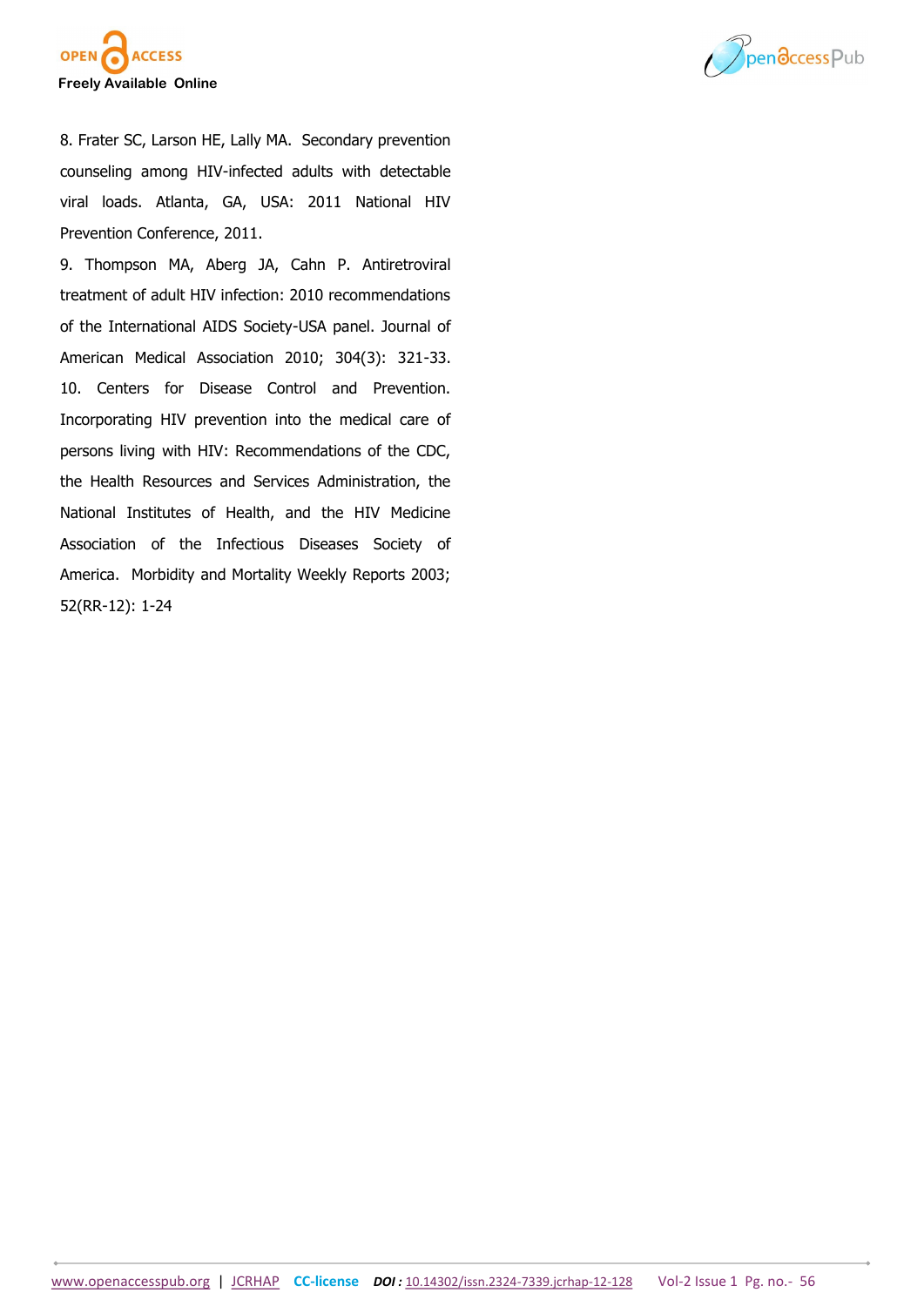8. Frater SC, Larson HE, Lally MA. Secondary prevention counseling among HIV-infected adults with detectable viral loads. Atlanta, GA, USA: 2011 National HIV Prevention Conference, 2011.

9. Thompson MA, Aberg JA, Cahn P. Antiretroviral treatment of adult HIV infection: 2010 recommendations of the International AIDS Society-USA panel. Journal of American Medical Association 2010; 304(3): 321-33.

10. Centers for Disease Control and Prevention. Incorporating HIV prevention into the medical care of persons living with HIV: Recommendations of the CDC, the Health Resources and Services Administration, the National Institutes of Health, and the HIV Medicine Association of the Infectious Diseases Society of America. Morbidity and Mortality Weekly Reports 2003; 52(RR-12): 1-24